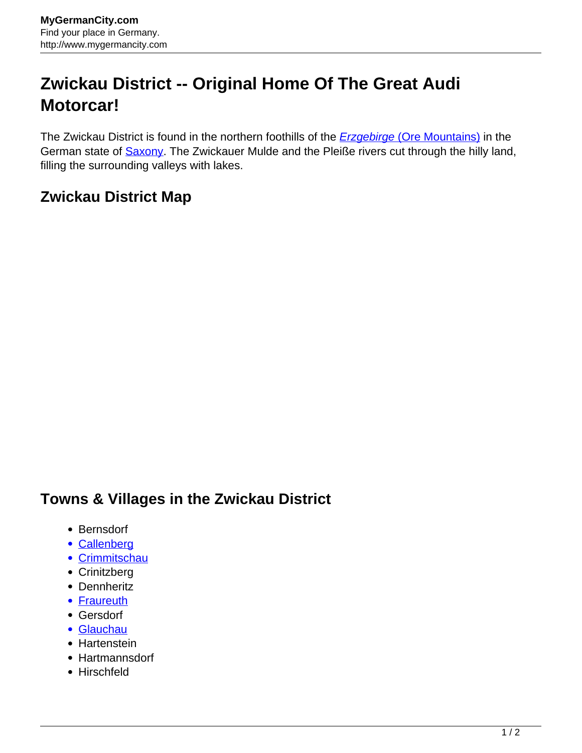# Zwickau District -- Original Home Of The Great Audi Motorcar!

The Zwickau District is found in the northern foothills of the *Erzgebirge* (Ore Mountains) in the German state of Saxony. The Zwickauer Mulde and the Pleiße rivers cut through the hilly land, filling the surrounding valleys with lakes.

## Zwickau District Map

## Towns & Villages in the Zwickau District

- Bernsdorf
- Callenberg
- Crimmitschau
- Crinitzberg
- Dennheritz
- Fraureuth
- Gersdorf
- Glauchau
- Hartenstein
- Hartmannsdorf
- Hirschfeld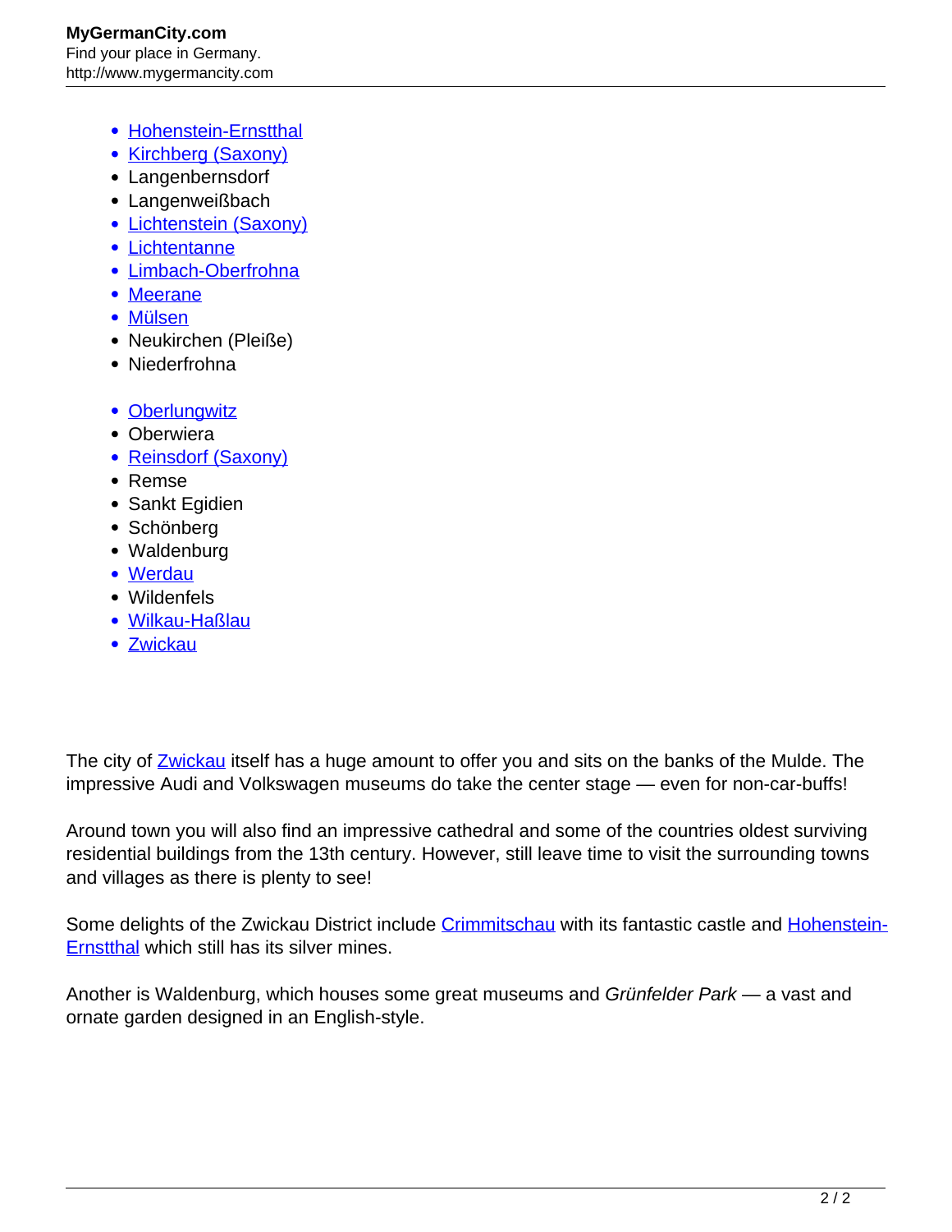- Hohenstein-Ernstthal
- Kirchberg (Saxony)
- Langenbernsdorf
- Langenweißbach
- Lichtenstein (Saxony)
- Lichtentanne
- Limbach-Oberfrohna
- Meerane
- Mülsen
- Neukirchen (Pleiße)
- Niederfrohna

- Oberlungwitz
- Oberwiera
- Reinsdorf (Saxony)
- Remse
- Sankt Egidien
- Schönberg
- Waldenburg
- Werdau
- Wildenfels
- Wilkau-Haßlau
- Zwickau

The city of Zwickau itself has a huge amount to offer you and sits on the banks of the Mulde. The impressive Audi and Volkswagen museums do take the center stage — even for non-car-buffs!

Around town you will also find an impressive cathedral and some of the countries oldest surviving residential buildings from the 13th century. However, still leave time to visit the surrounding towns and villages as there is plenty to see!

Some delights of the Zwickau District include Crimmitschau with its fantastic castle and Hohenstein-Ernstthal which still has its silver mines.

Another is Waldenburg, which houses some great museums and *Grünfelder Park* — a vast and ornate garden designed in an English-style.